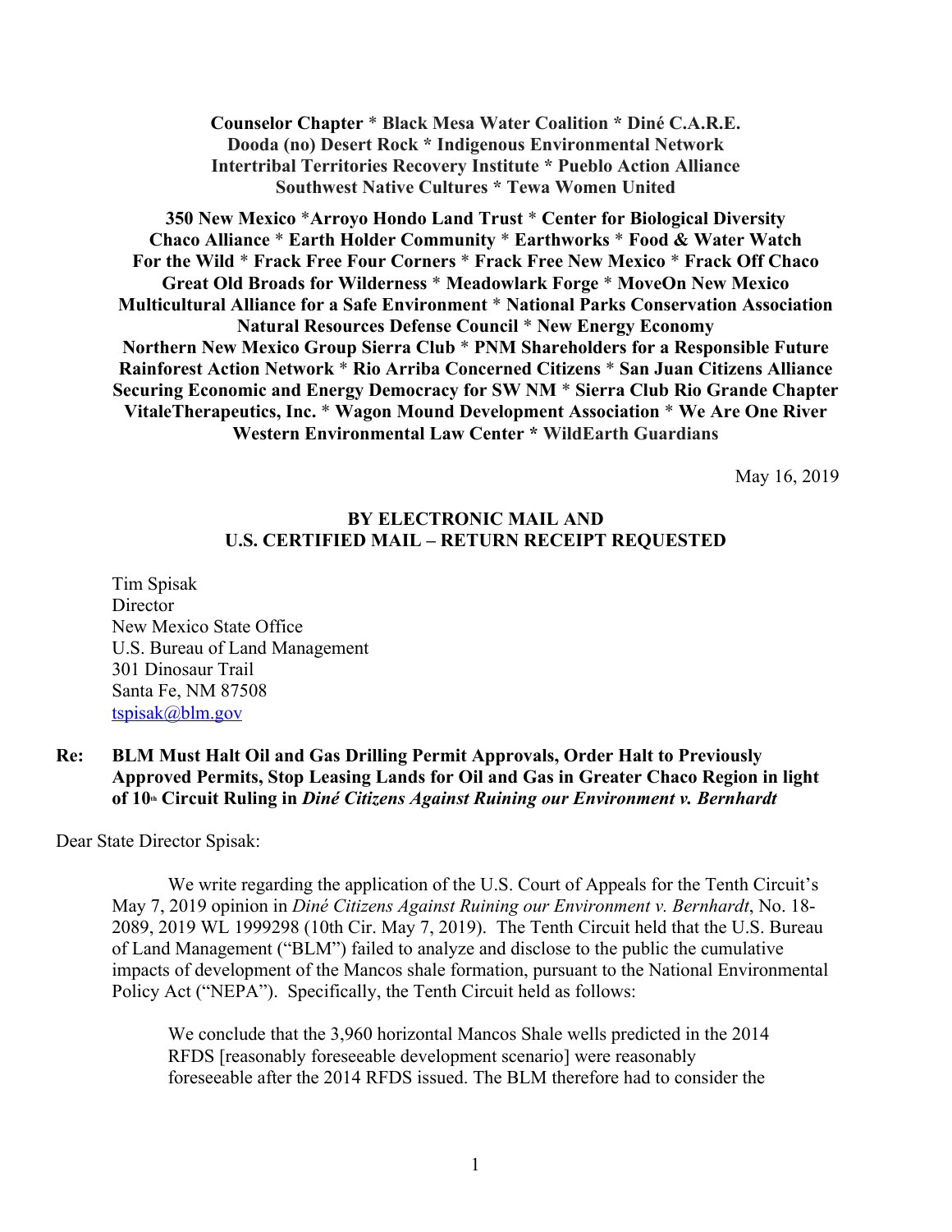**Counselor Chapter * Black Mesa Water Coalition * Diné C.A.R.E.**
**Dooda (no) Desert Rock * Indigenous Environmental Network**
**Intertribal Territories Recovery Institute * Pueblo Action Alliance**
**Southwest Native Cultures * Tewa Women United**

**350 New Mexico *Arroyo Hondo Land Trust * Center for Biological Diversity**
**Chaco Alliance * Earth Holder Community * Earthworks * Food & Water Watch**
**For the Wild * Frack Free Four Corners * Frack Free New Mexico * Frack Off Chaco**
**Great Old Broads for Wilderness * Meadowlark Forge * MoveOn New Mexico**
**Multicultural Alliance for a Safe Environment * National Parks Conservation Association**
**Natural Resources Defense Council * New Energy Economy**
**Northern New Mexico Group Sierra Club * PNM Shareholders for a Responsible Future**
**Rainforest Action Network * Rio Arriba Concerned Citizens * San Juan Citizens Alliance**
**Securing Economic and Energy Democracy for SW NM * Sierra Club Rio Grande Chapter**
**VitaleTherapeutics, Inc. * Wagon Mound Development Association * We Are One River**
**Western Environmental Law Center * WildEarth Guardians**

May 16, 2019

**BY ELECTRONIC MAIL AND**
**U.S. CERTIFIED MAIL – RETURN RECEIPT REQUESTED**

Tim Spisak
Director
New Mexico State Office
U.S. Bureau of Land Management
301 Dinosaur Trail
Santa Fe, NM 87508
tspisak@blm.gov

**Re: BLM Must Halt Oil and Gas Drilling Permit Approvals, Order Halt to Previously Approved Permits, Stop Leasing Lands for Oil and Gas in Greater Chaco Region in light of 10th Circuit Ruling in *Diné Citizens Against Ruining our Environment v. Bernhardt***

Dear State Director Spisak:

We write regarding the application of the U.S. Court of Appeals for the Tenth Circuit's May 7, 2019 opinion in *Diné Citizens Against Ruining our Environment v. Bernhardt*, No. 18-2089, 2019 WL 1999298 (10th Cir. May 7, 2019). The Tenth Circuit held that the U.S. Bureau of Land Management ("BLM") failed to analyze and disclose to the public the cumulative impacts of development of the Mancos shale formation, pursuant to the National Environmental Policy Act ("NEPA"). Specifically, the Tenth Circuit held as follows:

> We conclude that the 3,960 horizontal Mancos Shale wells predicted in the 2014 RFDS [reasonably foreseeable development scenario] were reasonably foreseeable after the 2014 RFDS issued. The BLM therefore had to consider the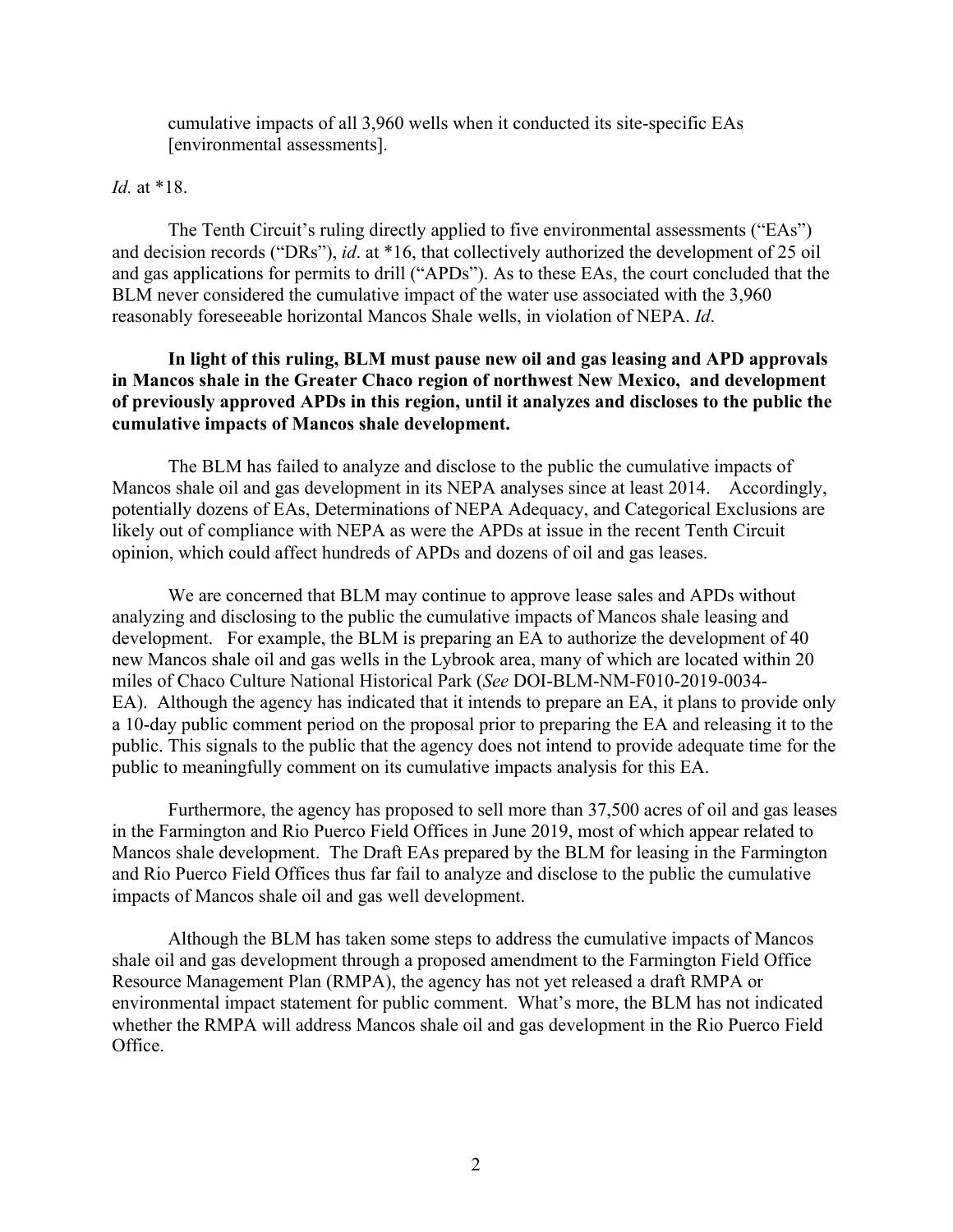> cumulative impacts of all 3,960 wells when it conducted its site-specific EAs [environmental assessments].

*Id.* at *18.

The Tenth Circuit's ruling directly applied to five environmental assessments ("EAs") and decision records ("DRs"), *id*. at *16, that collectively authorized the development of 25 oil and gas applications for permits to drill ("APDs"). As to these EAs, the court concluded that the BLM never considered the cumulative impact of the water use associated with the 3,960 reasonably foreseeable horizontal Mancos Shale wells, in violation of NEPA. *Id*.

**In light of this ruling, BLM must pause new oil and gas leasing and APD approvals in Mancos shale in the Greater Chaco region of northwest New Mexico, and development of previously approved APDs in this region, until it analyzes and discloses to the public the cumulative impacts of Mancos shale development.**

The BLM has failed to analyze and disclose to the public the cumulative impacts of Mancos shale oil and gas development in its NEPA analyses since at least 2014. Accordingly, potentially dozens of EAs, Determinations of NEPA Adequacy, and Categorical Exclusions are likely out of compliance with NEPA as were the APDs at issue in the recent Tenth Circuit opinion, which could affect hundreds of APDs and dozens of oil and gas leases.

We are concerned that BLM may continue to approve lease sales and APDs without analyzing and disclosing to the public the cumulative impacts of Mancos shale leasing and development. For example, the BLM is preparing an EA to authorize the development of 40 new Mancos shale oil and gas wells in the Lybrook area, many of which are located within 20 miles of Chaco Culture National Historical Park (*See* DOI-BLM-NM-F010-2019-0034-EA). Although the agency has indicated that it intends to prepare an EA, it plans to provide only a 10-day public comment period on the proposal prior to preparing the EA and releasing it to the public. This signals to the public that the agency does not intend to provide adequate time for the public to meaningfully comment on its cumulative impacts analysis for this EA.

Furthermore, the agency has proposed to sell more than 37,500 acres of oil and gas leases in the Farmington and Rio Puerco Field Offices in June 2019, most of which appear related to Mancos shale development. The Draft EAs prepared by the BLM for leasing in the Farmington and Rio Puerco Field Offices thus far fail to analyze and disclose to the public the cumulative impacts of Mancos shale oil and gas well development.

Although the BLM has taken some steps to address the cumulative impacts of Mancos shale oil and gas development through a proposed amendment to the Farmington Field Office Resource Management Plan (RMPA), the agency has not yet released a draft RMPA or environmental impact statement for public comment. What's more, the BLM has not indicated whether the RMPA will address Mancos shale oil and gas development in the Rio Puerco Field Office.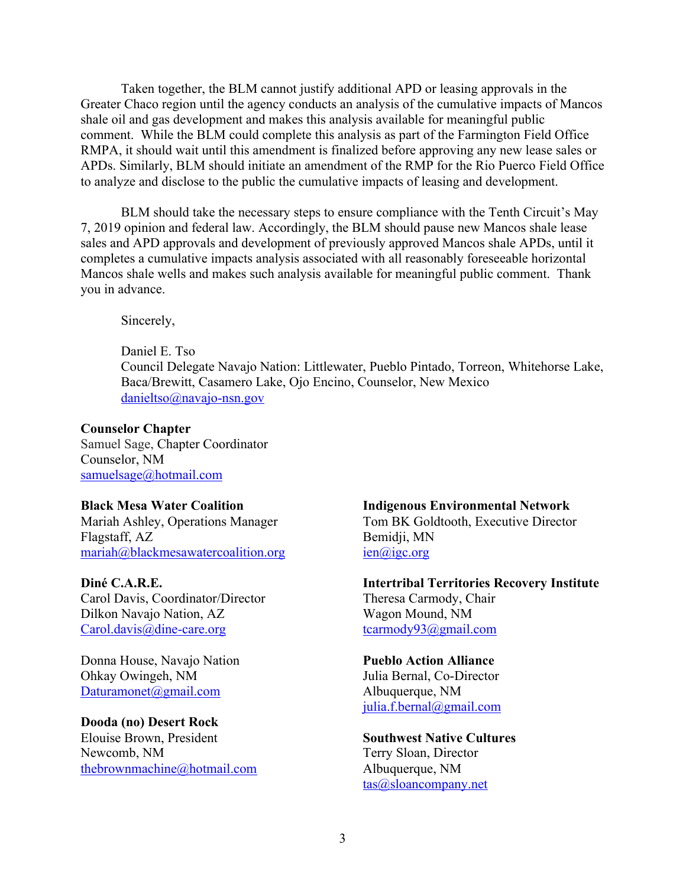Taken together, the BLM cannot justify additional APD or leasing approvals in the Greater Chaco region until the agency conducts an analysis of the cumulative impacts of Mancos shale oil and gas development and makes this analysis available for meaningful public comment. While the BLM could complete this analysis as part of the Farmington Field Office RMPA, it should wait until this amendment is finalized before approving any new lease sales or APDs. Similarly, BLM should initiate an amendment of the RMP for the Rio Puerco Field Office to analyze and disclose to the public the cumulative impacts of leasing and development.

BLM should take the necessary steps to ensure compliance with the Tenth Circuit's May 7, 2019 opinion and federal law. Accordingly, the BLM should pause new Mancos shale lease sales and APD approvals and development of previously approved Mancos shale APDs, until it completes a cumulative impacts analysis associated with all reasonably foreseeable horizontal Mancos shale wells and makes such analysis available for meaningful public comment. Thank you in advance.

Sincerely,

Daniel E. Tso
Council Delegate Navajo Nation: Littlewater, Pueblo Pintado, Torreon, Whitehorse Lake, Baca/Brewitt, Casamero Lake, Ojo Encino, Counselor, New Mexico
danieltso@navajo-nsn.gov

**Counselor Chapter**
Samuel Sage, Chapter Coordinator
Counselor, NM
samuelsage@hotmail.com

**Black Mesa Water Coalition**
Mariah Ashley, Operations Manager
Flagstaff, AZ
mariah@blackmesawatercoalition.org

**Diné C.A.R.E.**
Carol Davis, Coordinator/Director
Dilkon Navajo Nation, AZ
Carol.davis@dine-care.org

Donna House, Navajo Nation
Ohkay Owingeh, NM
Daturamonet@gmail.com

**Dooda (no) Desert Rock**
Elouise Brown, President
Newcomb, NM
thebrownmachine@hotmail.com

**Indigenous Environmental Network**
Tom BK Goldtooth, Executive Director
Bemidji, MN
ien@igc.org

**Intertribal Territories Recovery Institute**
Theresa Carmody, Chair
Wagon Mound, NM
tcarmody93@gmail.com

**Pueblo Action Alliance**
Julia Bernal, Co-Director
Albuquerque, NM
julia.f.bernal@gmail.com

**Southwest Native Cultures**
Terry Sloan, Director
Albuquerque, NM
tas@sloancompany.net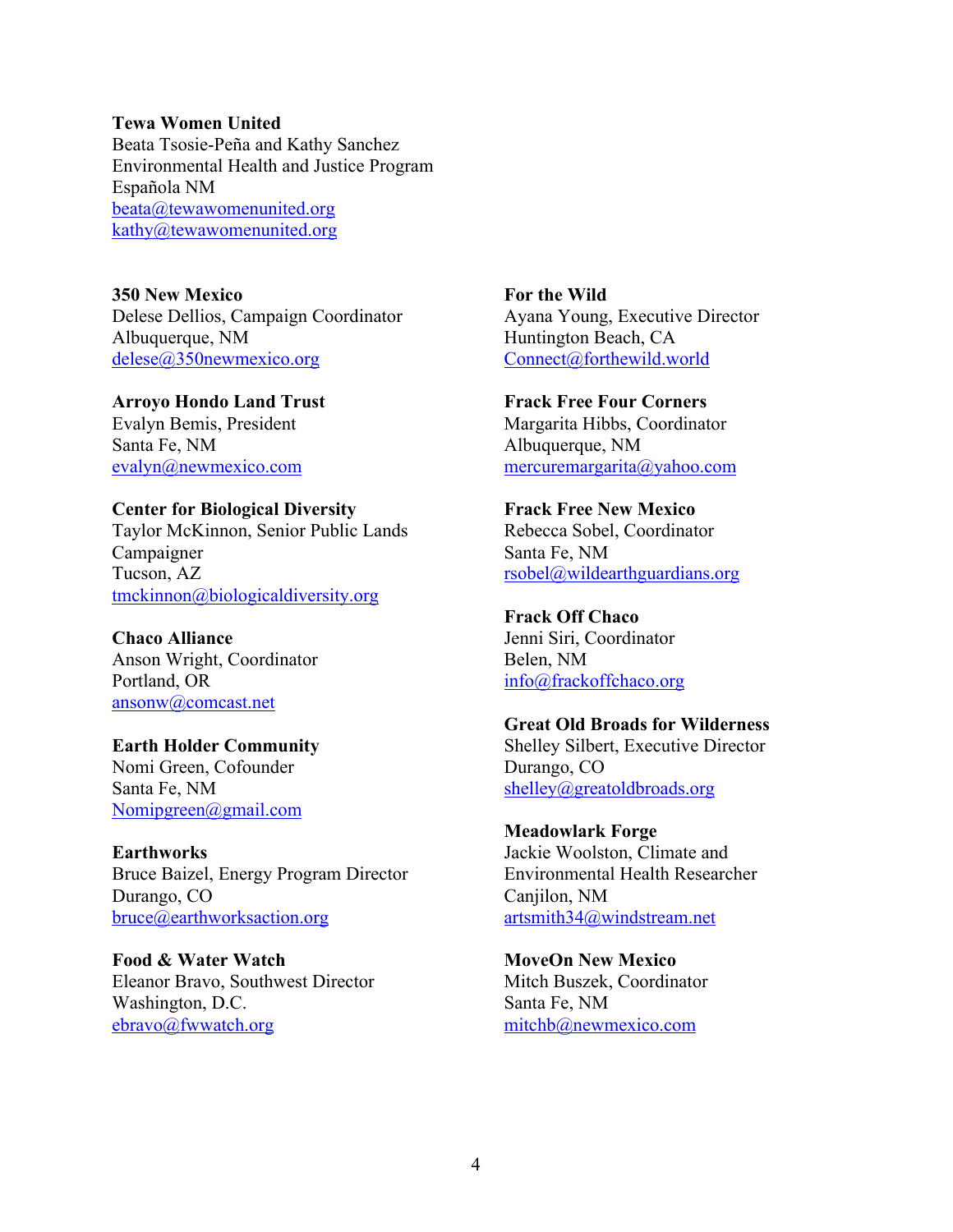**Tewa Women United**
Beata Tsosie-Peña and Kathy Sanchez
Environmental Health and Justice Program
Española NM
beata@tewawomenunited.org
kathy@tewawomenunited.org

**350 New Mexico**
Delese Dellios, Campaign Coordinator
Albuquerque, NM
delese@350newmexico.org

**Arroyo Hondo Land Trust**
Evalyn Bemis, President
Santa Fe, NM
evalyn@newmexico.com

**Center for Biological Diversity**
Taylor McKinnon, Senior Public Lands Campaigner
Tucson, AZ
tmckinnon@biologicaldiversity.org

**Chaco Alliance**
Anson Wright, Coordinator
Portland, OR
ansonw@comcast.net

**Earth Holder Community**
Nomi Green, Cofounder
Santa Fe, NM
Nomipgreen@gmail.com

**Earthworks**
Bruce Baizel, Energy Program Director
Durango, CO
bruce@earthworksaction.org

**Food & Water Watch**
Eleanor Bravo, Southwest Director
Washington, D.C.
ebravo@fwwatch.org

**For the Wild**
Ayana Young, Executive Director
Huntington Beach, CA
Connect@forthewild.world

**Frack Free Four Corners**
Margarita Hibbs, Coordinator
Albuquerque, NM
mercuremargarita@yahoo.com

**Frack Free New Mexico**
Rebecca Sobel, Coordinator
Santa Fe, NM
rsobel@wildearthguardians.org

**Frack Off Chaco**
Jenni Siri, Coordinator
Belen, NM
info@frackoffchaco.org

**Great Old Broads for Wilderness**
Shelley Silbert, Executive Director
Durango, CO
shelley@greatoldbroads.org

**Meadowlark Forge**
Jackie Woolston, Climate and Environmental Health Researcher
Canjilon, NM
artsmith34@windstream.net

**MoveOn New Mexico**
Mitch Buszek, Coordinator
Santa Fe, NM
mitchb@newmexico.com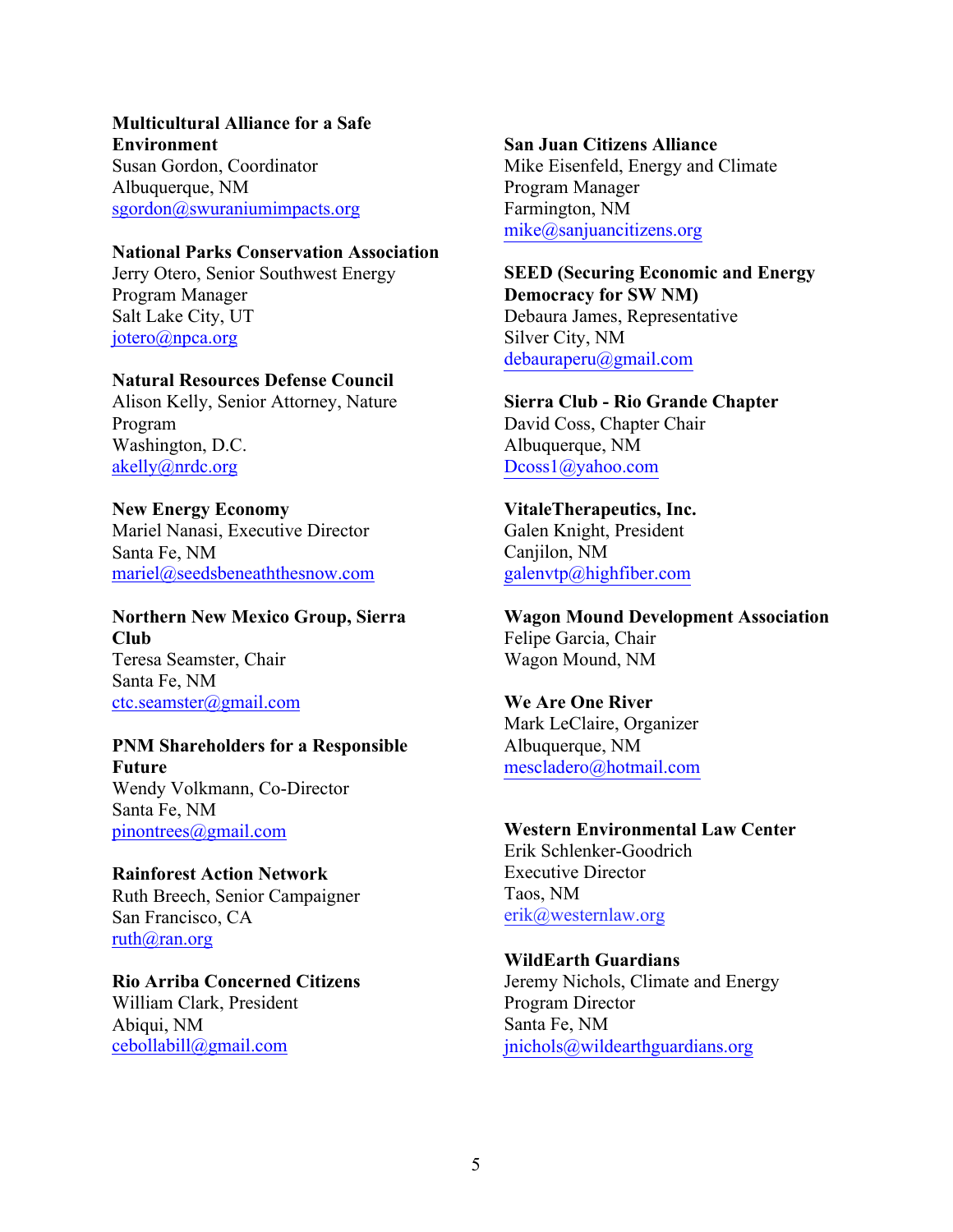**Multicultural Alliance for a Safe Environment**
Susan Gordon, Coordinator
Albuquerque, NM
sgordon@swuraniumimpacts.org

**National Parks Conservation Association**
Jerry Otero, Senior Southwest Energy Program Manager
Salt Lake City, UT
jotero@npca.org

**Natural Resources Defense Council**
Alison Kelly, Senior Attorney, Nature Program
Washington, D.C.
akelly@nrdc.org

**New Energy Economy**
Mariel Nanasi, Executive Director
Santa Fe, NM
mariel@seedsbeneaththesnow.com

**Northern New Mexico Group, Sierra Club**
Teresa Seamster, Chair
Santa Fe, NM
ctc.seamster@gmail.com

**PNM Shareholders for a Responsible Future**
Wendy Volkmann, Co-Director
Santa Fe, NM
pinontrees@gmail.com

**Rainforest Action Network**
Ruth Breech, Senior Campaigner
San Francisco, CA
ruth@ran.org

**Rio Arriba Concerned Citizens**
William Clark, President
Abiqui, NM
cebollabill@gmail.com

**San Juan Citizens Alliance**
Mike Eisenfeld, Energy and Climate Program Manager
Farmington, NM
mike@sanjuancitizens.org

**SEED (Securing Economic and Energy Democracy for SW NM)**
Debaura James, Representative
Silver City, NM
debauraperu@gmail.com

**Sierra Club - Rio Grande Chapter**
David Coss, Chapter Chair
Albuquerque, NM
Dcoss1@yahoo.com

**VitaleTherapeutics, Inc.**
Galen Knight, President
Canjilon, NM
galenvtp@highfiber.com

**Wagon Mound Development Association**
Felipe Garcia, Chair
Wagon Mound, NM

**We Are One River**
Mark LeClaire, Organizer
Albuquerque, NM
mescladero@hotmail.com

**Western Environmental Law Center**
Erik Schlenker-Goodrich
Executive Director
Taos, NM
erik@westernlaw.org

**WildEarth Guardians**
Jeremy Nichols, Climate and Energy Program Director
Santa Fe, NM
jnichols@wildearthguardians.org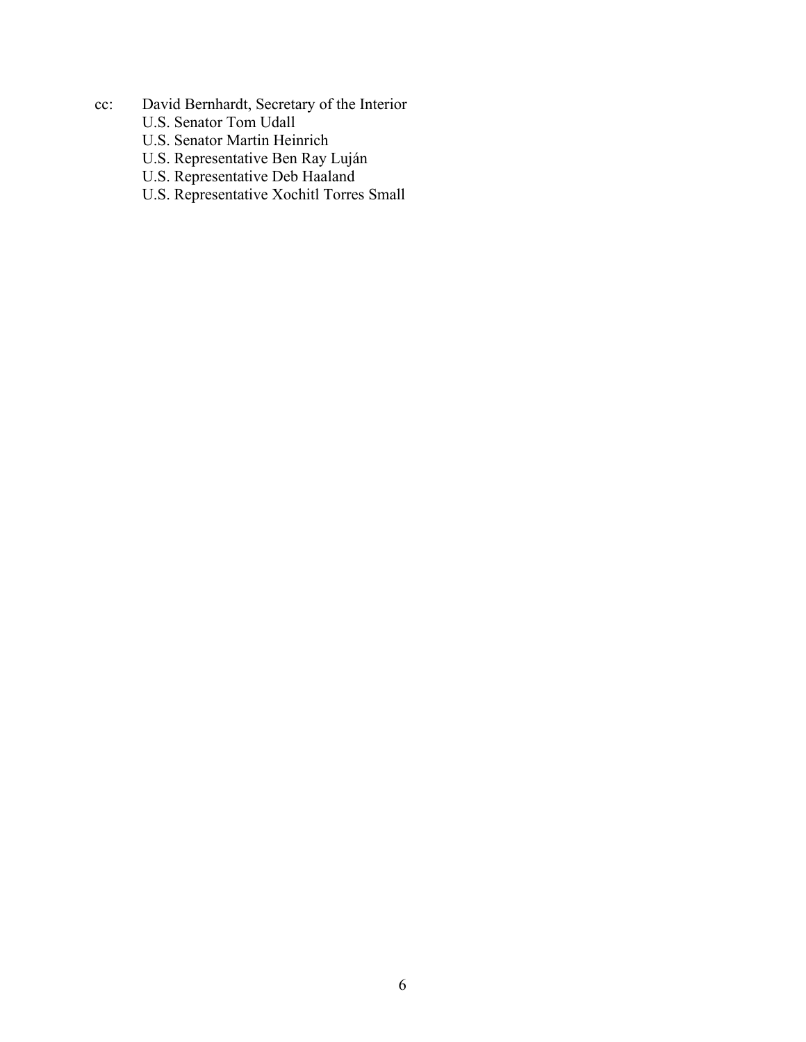cc: David Bernhardt, Secretary of the Interior
U.S. Senator Tom Udall
U.S. Senator Martin Heinrich
U.S. Representative Ben Ray Luján
U.S. Representative Deb Haaland
U.S. Representative Xochitl Torres Small